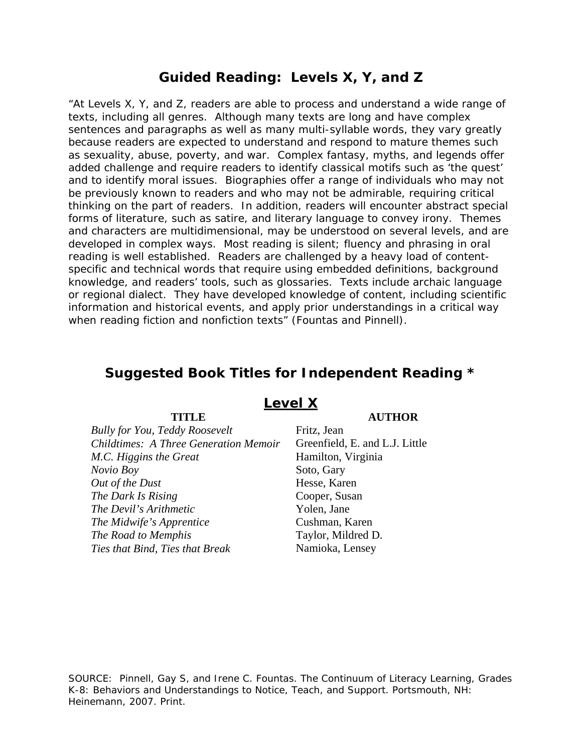# Guided Reading: Levels X, Y, and Z

"At Levels X, Y, and Z, readers are able to process and understand a wide range of texts, including all genres. Although many texts are long and have complex sentences and paragraphs as well as many multi-syllable words, they vary greatly because readers are expected to understand and respond to mature themes such as sexuality, abuse, poverty, and war. Complex fantasy, myths, and legends offer added challenge and require readers to identify classical motifs such as 'the quest' and to identify moral issues. Biographies offer a range of individuals who may not be previously known to readers and who may not be admirable, requiring critical thinking on the part of readers. In addition, readers will encounter abstract special forms of literature, such as satire, and literary language to convey irony. Themes and characters are multidimensional, may be understood on several levels, and are developed in complex ways. Most reading is silent; fluency and phrasing in oral reading is well established. Readers are challenged by a heavy load of content-specific and technical words that require using embedded definitions, background knowledge, and readers' tools, such as glossaries. Texts include archaic language or regional dialect. They have developed knowledge of content, including scientific information and historical events, and apply prior understandings in a critical way when reading fiction and nonfiction texts" (Fountas and Pinnell).

## Suggested Book Titles for Independent Reading *

### Level X

| TITLE | AUTHOR |
|---|---|
| *Bully for You, Teddy Roosevelt* | Fritz, Jean |
| *Childtimes: A Three Generation Memoir* | Greenfield, E. and L.J. Little |
| *M.C. Higgins the Great* | Hamilton, Virginia |
| *Novio Boy* | Soto, Gary |
| *Out of the Dust* | Hesse, Karen |
| *The Dark Is Rising* | Cooper, Susan |
| *The Devil's Arithmetic* | Yolen, Jane |
| *The Midwife's Apprentice* | Cushman, Karen |
| *The Road to Memphis* | Taylor, Mildred D. |
| *Ties that Bind, Ties that Break* | Namioka, Lensey |

SOURCE: Pinnell, Gay S, and Irene C. Fountas. The Continuum of Literacy Learning, Grades K-8: Behaviors and Understandings to Notice, Teach, and Support. Portsmouth, NH: Heinemann, 2007. Print.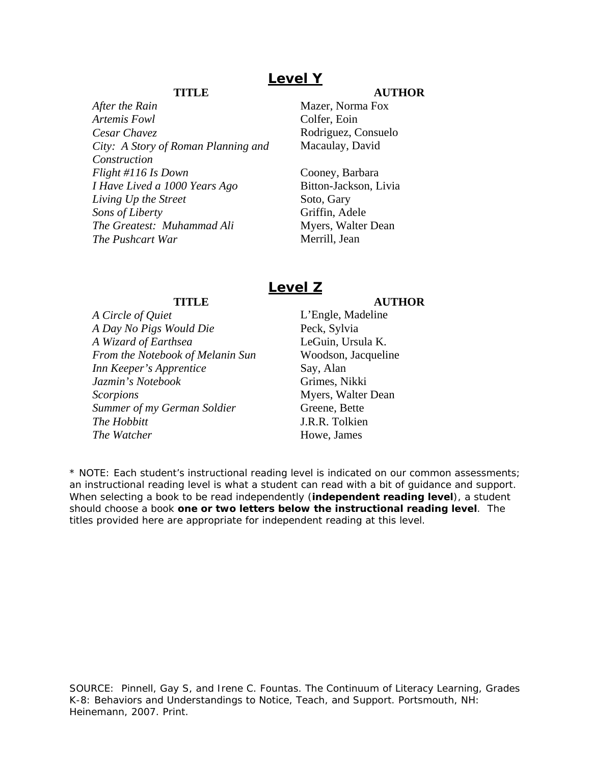## Level Y

| TITLE | AUTHOR |
| --- | --- |
| *After the Rain* | Mazer, Norma Fox |
| *Artemis Fowl* | Colfer, Eoin |
| *Cesar Chavez* | Rodriguez, Consuelo |
| *City: A Story of Roman Planning and Construction* | Macaulay, David |
| *Flight #116 Is Down* | Cooney, Barbara |
| *I Have Lived a 1000 Years Ago* | Bitton-Jackson, Livia |
| *Living Up the Street* | Soto, Gary |
| *Sons of Liberty* | Griffin, Adele |
| *The Greatest: Muhammad Ali* | Myers, Walter Dean |
| *The Pushcart War* | Merrill, Jean |

## Level Z

| TITLE | AUTHOR |
| --- | --- |
| *A Circle of Quiet* | L'Engle, Madeline |
| *A Day No Pigs Would Die* | Peck, Sylvia |
| *A Wizard of Earthsea* | LeGuin, Ursula K. |
| *From the Notebook of Melanin Sun* | Woodson, Jacqueline |
| *Inn Keeper's Apprentice* | Say, Alan |
| *Jazmin's Notebook* | Grimes, Nikki |
| *Scorpions* | Myers, Walter Dean |
| *Summer of my German Soldier* | Greene, Bette |
| *The Hobbitt* | J.R.R. Tolkien |
| *The Watcher* | Howe, James |

* NOTE: Each student's instructional reading level is indicated on our common assessments; an instructional reading level is what a student can read with a bit of guidance and support. When selecting a book to be read independently (**independent reading level**), a student should choose a book **one or two letters below the instructional reading level**. The titles provided here are appropriate for independent reading at this level.

SOURCE: Pinnell, Gay S, and Irene C. Fountas. The Continuum of Literacy Learning, Grades K-8: Behaviors and Understandings to Notice, Teach, and Support. Portsmouth, NH: Heinemann, 2007. Print.